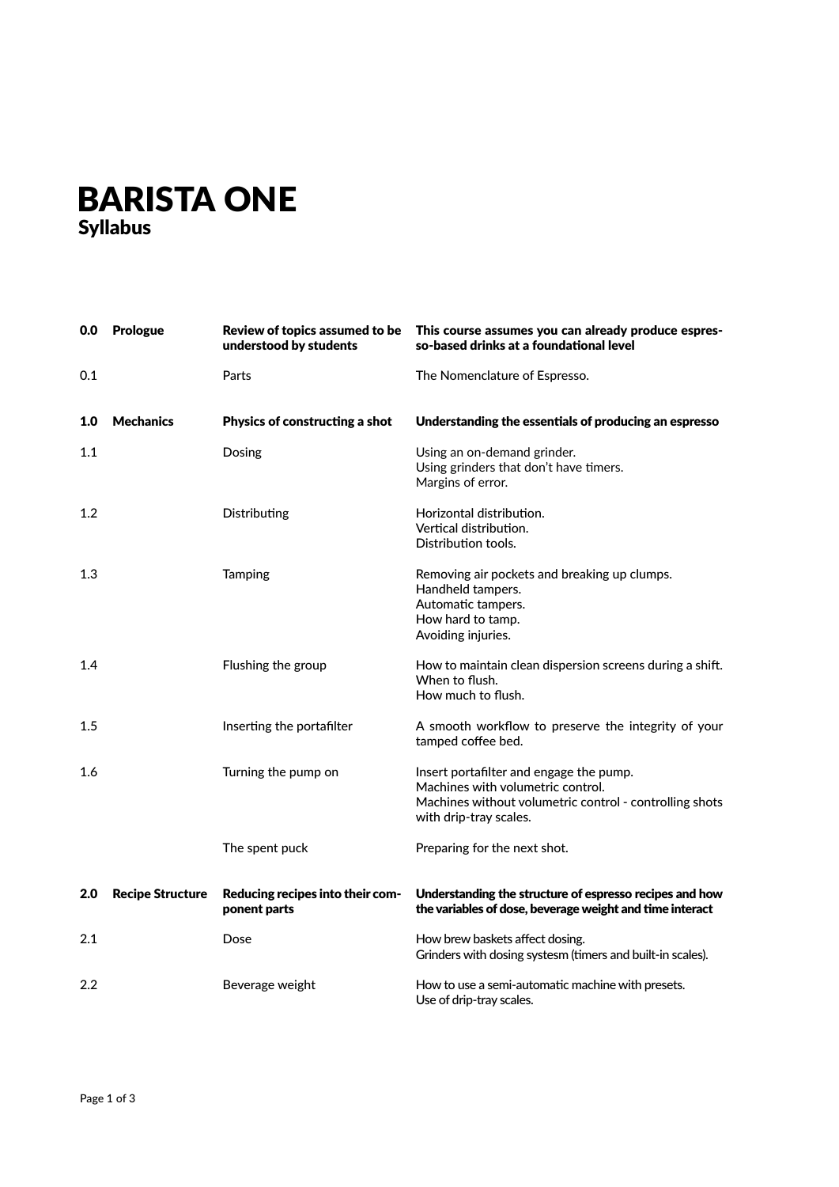# BARISTA ONE

## Syllabus

| | | | |
|---|---|---|---|
| **0.0** | **Prologue** | **Review of topics assumed to be understood by students** | **This course assumes you can already produce espresso-based drinks at a foundational level** |
| 0.1 | | Parts | The Nomenclature of Espresso. |
| **1.0** | **Mechanics** | **Physics of constructing a shot** | **Understanding the essentials of producing an espresso** |
| 1.1 | | Dosing | Using an on-demand grinder.<br>Using grinders that don't have timers.<br>Margins of error. |
| 1.2 | | Distributing | Horizontal distribution.<br>Vertical distribution.<br>Distribution tools. |
| 1.3 | | Tamping | Removing air pockets and breaking up clumps.<br>Handheld tampers.<br>Automatic tampers.<br>How hard to tamp.<br>Avoiding injuries. |
| 1.4 | | Flushing the group | How to maintain clean dispersion screens during a shift.<br>When to flush.<br>How much to flush. |
| 1.5 | | Inserting the portafilter | A smooth workflow to preserve the integrity of your tamped coffee bed. |
| 1.6 | | Turning the pump on | Insert portafilter and engage the pump.<br>Machines with volumetric control.<br>Machines without volumetric control - controlling shots with drip-tray scales. |
| | | The spent puck | Preparing for the next shot. |
| **2.0** | **Recipe Structure** | **Reducing recipes into their component parts** | **Understanding the structure of espresso recipes and how the variables of dose, beverage weight and time interact** |
| 2.1 | | Dose | How brew baskets affect dosing.<br>Grinders with dosing systesm (timers and built-in scales). |
| 2.2 | | Beverage weight | How to use a semi-automatic machine with presets.<br>Use of drip-tray scales. |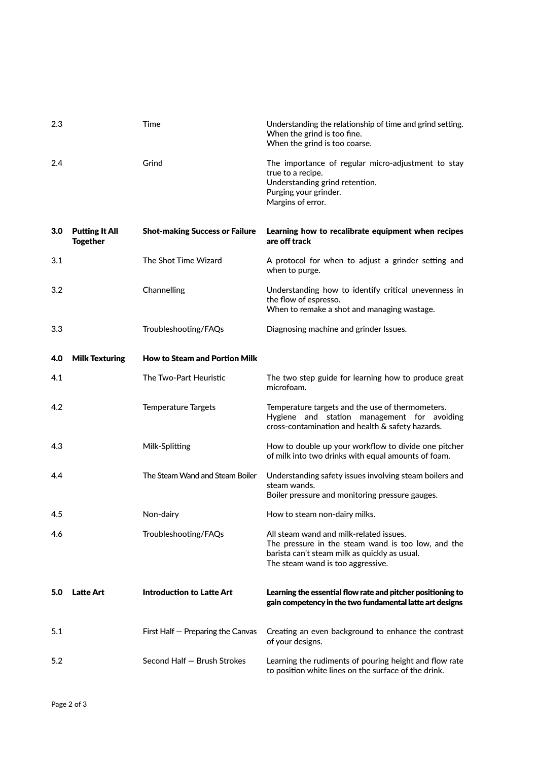| | | | |
|---|---|---|---|
| 2.3 | | Time | Understanding the relationship of time and grind setting.<br>When the grind is too fine.<br>When the grind is too coarse. |
| 2.4 | | Grind | The importance of regular micro-adjustment to stay true to a recipe.<br>Understanding grind retention.<br>Purging your grinder.<br>Margins of error. |
| **3.0** | **Putting It All Together** | **Shot-making Success or Failure** | **Learning how to recalibrate equipment when recipes are off track** |
| 3.1 | | The Shot Time Wizard | A protocol for when to adjust a grinder setting and when to purge. |
| 3.2 | | Channelling | Understanding how to identify critical unevenness in the flow of espresso.<br>When to remake a shot and managing wastage. |
| 3.3 | | Troubleshooting/FAQs | Diagnosing machine and grinder Issues. |
| **4.0** | **Milk Texturing** | **How to Steam and Portion Milk** | |
| 4.1 | | The Two-Part Heuristic | The two step guide for learning how to produce great microfoam. |
| 4.2 | | Temperature Targets | Temperature targets and the use of thermometers.<br>Hygiene and station management for avoiding cross-contamination and health & safety hazards. |
| 4.3 | | Milk-Splitting | How to double up your workflow to divide one pitcher of milk into two drinks with equal amounts of foam. |
| 4.4 | | The Steam Wand and Steam Boiler | Understanding safety issues involving steam boilers and steam wands.<br>Boiler pressure and monitoring pressure gauges. |
| 4.5 | | Non-dairy | How to steam non-dairy milks. |
| 4.6 | | Troubleshooting/FAQs | All steam wand and milk-related issues.<br>The pressure in the steam wand is too low, and the barista can't steam milk as quickly as usual.<br>The steam wand is too aggressive. |
| **5.0** | **Latte Art** | **Introduction to Latte Art** | **Learning the essential flow rate and pitcher positioning to gain competency in the two fundamental latte art designs** |
| 5.1 | | First Half — Preparing the Canvas | Creating an even background to enhance the contrast of your designs. |
| 5.2 | | Second Half — Brush Strokes | Learning the rudiments of pouring height and flow rate to position white lines on the surface of the drink. |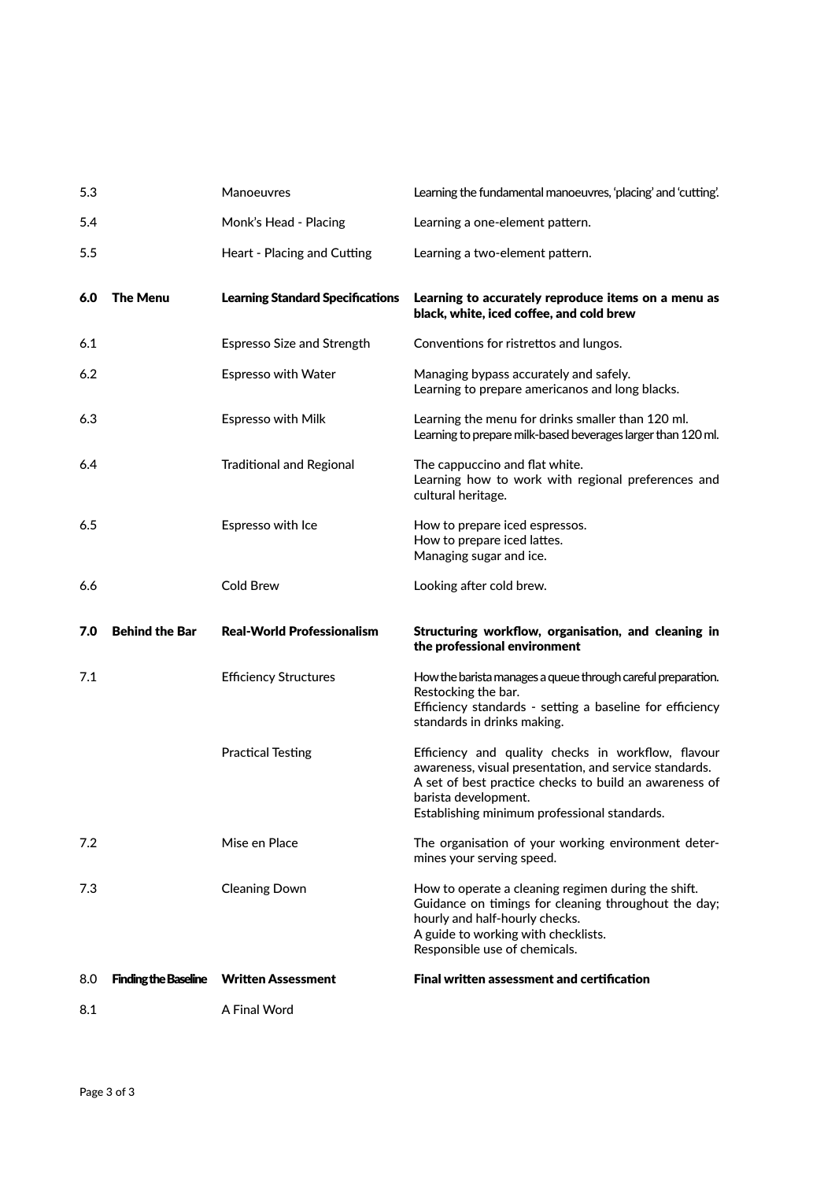| | | | |
|---|---|---|---|
| 5.3 | | Manoeuvres | Learning the fundamental manoeuvres, 'placing' and 'cutting'. |
| 5.4 | | Monk's Head - Placing | Learning a one-element pattern. |
| 5.5 | | Heart - Placing and Cutting | Learning a two-element pattern. |
| **6.0** | **The Menu** | **Learning Standard Specifications** | **Learning to accurately reproduce items on a menu as black, white, iced coffee, and cold brew** |
| 6.1 | | Espresso Size and Strength | Conventions for ristrettos and lungos. |
| 6.2 | | Espresso with Water | Managing bypass accurately and safely.<br>Learning to prepare americanos and long blacks. |
| 6.3 | | Espresso with Milk | Learning the menu for drinks smaller than 120 ml.<br>Learning to prepare milk-based beverages larger than 120 ml. |
| 6.4 | | Traditional and Regional | The cappuccino and flat white.<br>Learning how to work with regional preferences and cultural heritage. |
| 6.5 | | Espresso with Ice | How to prepare iced espressos.<br>How to prepare iced lattes.<br>Managing sugar and ice. |
| 6.6 | | Cold Brew | Looking after cold brew. |
| **7.0** | **Behind the Bar** | **Real-World Professionalism** | **Structuring workflow, organisation, and cleaning in the professional environment** |
| 7.1 | | Efficiency Structures | How the barista manages a queue through careful preparation.<br>Restocking the bar.<br>Efficiency standards - setting a baseline for efficiency standards in drinks making. |
| | | Practical Testing | Efficiency and quality checks in workflow, flavour awareness, visual presentation, and service standards.<br>A set of best practice checks to build an awareness of barista development.<br>Establishing minimum professional standards. |
| 7.2 | | Mise en Place | The organisation of your working environment determines your serving speed. |
| 7.3 | | Cleaning Down | How to operate a cleaning regimen during the shift.<br>Guidance on timings for cleaning throughout the day; hourly and half-hourly checks.<br>A guide to working with checklists.<br>Responsible use of chemicals. |
| 8.0 | **Finding the Baseline** | **Written Assessment** | **Final written assessment and certification** |
| 8.1 | | A Final Word | |